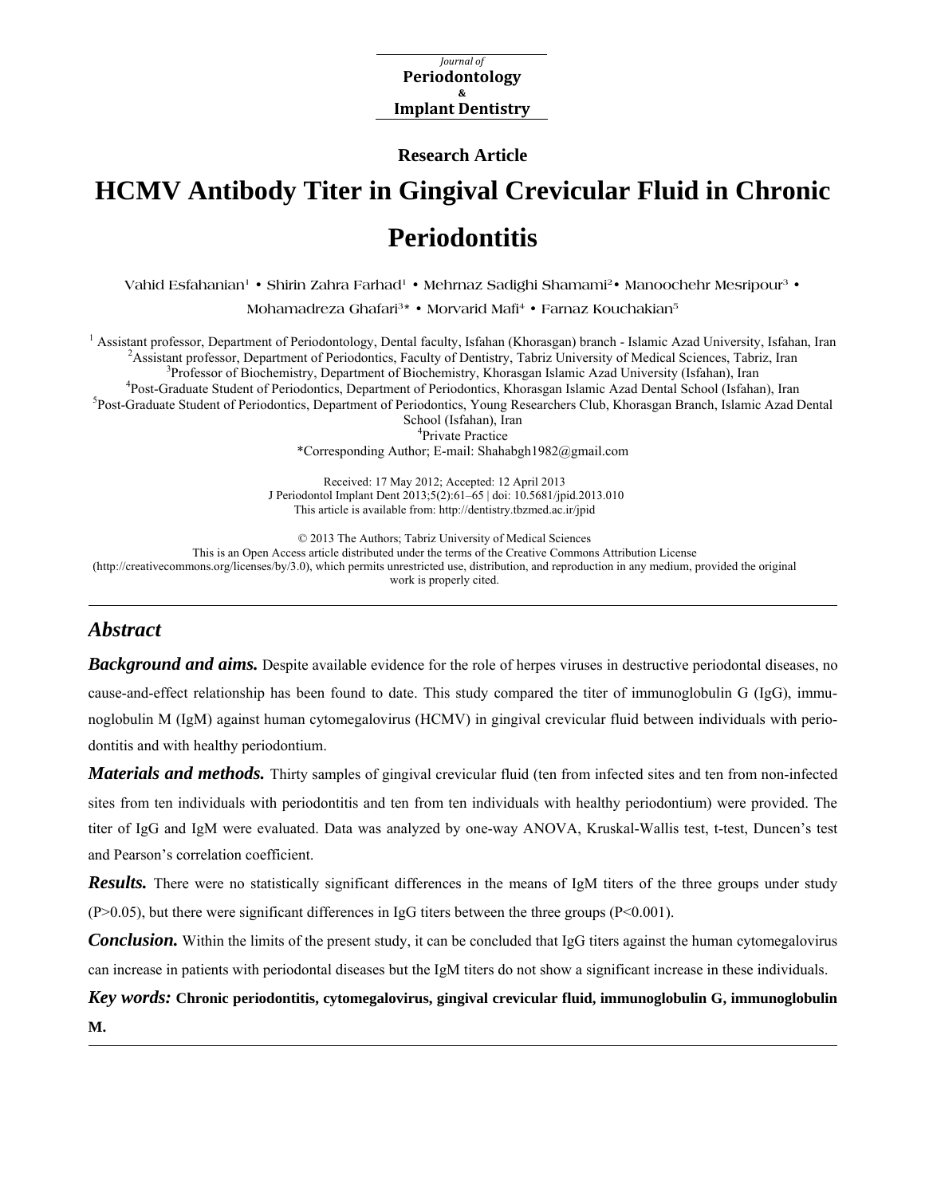Journal of
**Periodontology & Implant Dentistry**

**Research Article**

# HCMV Antibody Titer in Gingival Crevicular Fluid in Chronic Periodontitis

Vahid Esfahanian[1] • Shirin Zahra Farhad[1] • Mehrnaz Sadighi Shamami[2]• Manoochehr Mesripour[3] • Mohamadreza Ghafari[3]* • Morvarid Mafi[4] • Farnaz Kouchakian[5]

[1] Assistant professor, Department of Periodontology, Dental faculty, Isfahan (Khorasgan) branch - Islamic Azad University, Isfahan, Iran
[2]Assistant professor, Department of Periodontics, Faculty of Dentistry, Tabriz University of Medical Sciences, Tabriz, Iran
[3]Professor of Biochemistry, Department of Biochemistry, Khorasgan Islamic Azad University (Isfahan), Iran
[4]Post-Graduate Student of Periodontics, Department of Periodontics, Khorasgan Islamic Azad Dental School (Isfahan), Iran
[5]Post-Graduate Student of Periodontics, Department of Periodontics, Young Researchers Club, Khorasgan Branch, Islamic Azad Dental School (Isfahan), Iran
[4]Private Practice
*Corresponding Author; E-mail: Shahabgh1982@gmail.com

Received: 17 May 2012; Accepted: 12 April 2013
J Periodontol Implant Dent 2013;5(2):61–65 | doi: 10.5681/jpid.2013.010
This article is available from: http://dentistry.tbzmed.ac.ir/jpid

© 2013 The Authors; Tabriz University of Medical Sciences
This is an Open Access article distributed under the terms of the Creative Commons Attribution License (http://creativecommons.org/licenses/by/3.0), which permits unrestricted use, distribution, and reproduction in any medium, provided the original work is properly cited.

## Abstract

***Background and aims.*** Despite available evidence for the role of herpes viruses in destructive periodontal diseases, no cause-and-effect relationship has been found to date. This study compared the titer of immunoglobulin G (IgG), immunoglobulin M (IgM) against human cytomegalovirus (HCMV) in gingival crevicular fluid between individuals with periodontitis and with healthy periodontium.

***Materials and methods.*** Thirty samples of gingival crevicular fluid (ten from infected sites and ten from non-infected sites from ten individuals with periodontitis and ten from ten individuals with healthy periodontium) were provided. The titer of IgG and IgM were evaluated. Data was analyzed by one-way ANOVA, Kruskal-Wallis test, t-test, Duncen's test and Pearson's correlation coefficient.

***Results.*** There were no statistically significant differences in the means of IgM titers of the three groups under study ($P>0.05$), but there were significant differences in IgG titers between the three groups ($P<0.001$).

***Conclusion.*** Within the limits of the present study, it can be concluded that IgG titers against the human cytomegalovirus can increase in patients with periodontal diseases but the IgM titers do not show a significant increase in these individuals.

***Key words:*** **Chronic periodontitis, cytomegalovirus, gingival crevicular fluid, immunoglobulin G, immunoglobulin M.**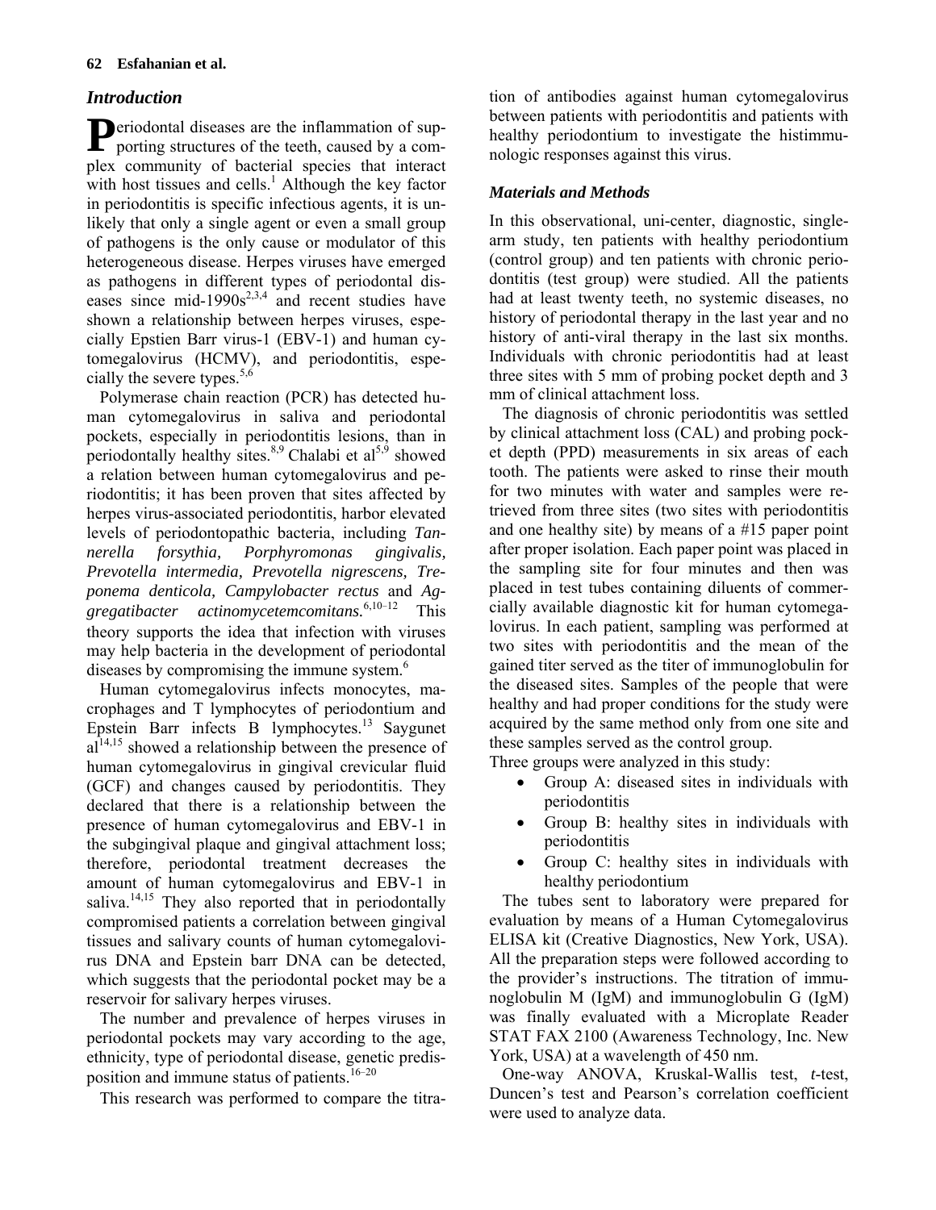## Introduction

Periodontal diseases are the inflammation of supporting structures of the teeth, caused by a complex community of bacterial species that interact with host tissues and cells.[1] Although the key factor in periodontitis is specific infectious agents, it is unlikely that only a single agent or even a small group of pathogens is the only cause or modulator of this heterogeneous disease. Herpes viruses have emerged as pathogens in different types of periodontal diseases since mid-1990s[2,3,4] and recent studies have shown a relationship between herpes viruses, especially Epstien Barr virus-1 (EBV-1) and human cytomegalovirus (HCMV), and periodontitis, especially the severe types.[5,6]

Polymerase chain reaction (PCR) has detected human cytomegalovirus in saliva and periodontal pockets, especially in periodontitis lesions, than in periodontally healthy sites.[8,9] Chalabi et al[5,9] showed a relation between human cytomegalovirus and periodontitis; it has been proven that sites affected by herpes virus-associated periodontitis, harbor elevated levels of periodontopathic bacteria, including *Tannerella forsythia, Porphyromonas gingivalis, Prevotella intermedia, Prevotella nigrescens, Treponema denticola, Campylobacter rectus* and *Aggregatibacter actinomycetemcomitans.*[6,10–12] This theory supports the idea that infection with viruses may help bacteria in the development of periodontal diseases by compromising the immune system.[6]

Human cytomegalovirus infects monocytes, macrophages and T lymphocytes of periodontium and Epstein Barr infects B lymphocytes.[13] Saygunet al[14,15] showed a relationship between the presence of human cytomegalovirus in gingival crevicular fluid (GCF) and changes caused by periodontitis. They declared that there is a relationship between the presence of human cytomegalovirus and EBV-1 in the subgingival plaque and gingival attachment loss; therefore, periodontal treatment decreases the amount of human cytomegalovirus and EBV-1 in saliva.[14,15] They also reported that in periodontally compromised patients a correlation between gingival tissues and salivary counts of human cytomegalovirus DNA and Epstein barr DNA can be detected, which suggests that the periodontal pocket may be a reservoir for salivary herpes viruses.

The number and prevalence of herpes viruses in periodontal pockets may vary according to the age, ethnicity, type of periodontal disease, genetic predisposition and immune status of patients.[16–20]

This research was performed to compare the titration of antibodies against human cytomegalovirus between patients with periodontitis and patients with healthy periodontium to investigate the histimmunologic responses against this virus.

## Materials and Methods

In this observational, uni-center, diagnostic, single-arm study, ten patients with healthy periodontium (control group) and ten patients with chronic periodontitis (test group) were studied. All the patients had at least twenty teeth, no systemic diseases, no history of periodontal therapy in the last year and no history of anti-viral therapy in the last six months. Individuals with chronic periodontitis had at least three sites with 5 mm of probing pocket depth and 3 mm of clinical attachment loss.

The diagnosis of chronic periodontitis was settled by clinical attachment loss (CAL) and probing pocket depth (PPD) measurements in six areas of each tooth. The patients were asked to rinse their mouth for two minutes with water and samples were retrieved from three sites (two sites with periodontitis and one healthy site) by means of a #15 paper point after proper isolation. Each paper point was placed in the sampling site for four minutes and then was placed in test tubes containing diluents of commercially available diagnostic kit for human cytomegalovirus. In each patient, sampling was performed at two sites with periodontitis and the mean of the gained titer served as the titer of immunoglobulin for the diseased sites. Samples of the people that were healthy and had proper conditions for the study were acquired by the same method only from one site and these samples served as the control group.

Three groups were analyzed in this study:

- Group A: diseased sites in individuals with periodontitis
- Group B: healthy sites in individuals with periodontitis
- Group C: healthy sites in individuals with healthy periodontium

The tubes sent to laboratory were prepared for evaluation by means of a Human Cytomegalovirus ELISA kit (Creative Diagnostics, New York, USA). All the preparation steps were followed according to the provider's instructions. The titration of immunoglobulin M (IgM) and immunoglobulin G (IgM) was finally evaluated with a Microplate Reader STAT FAX 2100 (Awareness Technology, Inc. New York, USA) at a wavelength of 450 nm.

One-way ANOVA, Kruskal-Wallis test, *t*-test, Duncen's test and Pearson's correlation coefficient were used to analyze data.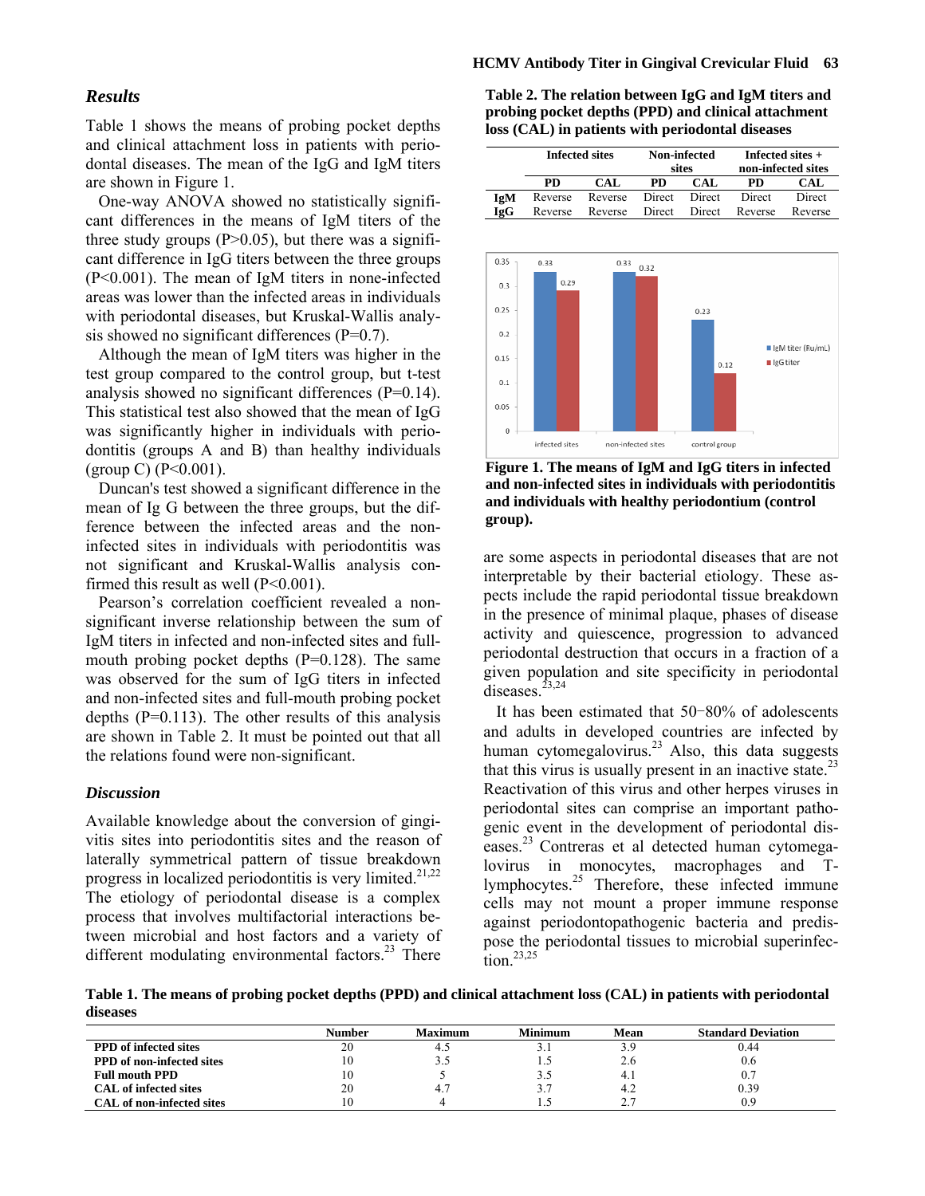## Results

Table 1 shows the means of probing pocket depths and clinical attachment loss in patients with periodontal diseases. The mean of the IgG and IgM titers are shown in Figure 1.

One-way ANOVA showed no statistically significant differences in the means of IgM titers of the three study groups (P>0.05), but there was a significant difference in IgG titers between the three groups (P<0.001). The mean of IgM titers in none-infected areas was lower than the infected areas in individuals with periodontal diseases, but Kruskal-Wallis analysis showed no significant differences (P=0.7).

Although the mean of IgM titers was higher in the test group compared to the control group, but t-test analysis showed no significant differences (P=0.14). This statistical test also showed that the mean of IgG was significantly higher in individuals with periodontitis (groups A and B) than healthy individuals (group C) (P<0.001).

Duncan's test showed a significant difference in the mean of Ig G between the three groups, but the difference between the infected areas and the non-infected sites in individuals with periodontitis was not significant and Kruskal-Wallis analysis confirmed this result as well (P<0.001).

Pearson's correlation coefficient revealed a non-significant inverse relationship between the sum of IgM titers in infected and non-infected sites and full-mouth probing pocket depths (P=0.128). The same was observed for the sum of IgG titers in infected and non-infected sites and full-mouth probing pocket depths (P=0.113). The other results of this analysis are shown in Table 2. It must be pointed out that all the relations found were non-significant.

**Table 2. The relation between IgG and IgM titers and probing pocket depths (PPD) and clinical attachment loss (CAL) in patients with periodontal diseases**

| | Infected sites | | Non-infected sites | | Infected sites + non-infected sites | |
|---|---|---|---|---|---|---|
| | PD | CAL | PD | CAL | PD | CAL |
| IgM | Reverse | Reverse | Direct | Direct | Direct | Direct |
| IgG | Reverse | Reverse | Direct | Direct | Reverse | Reverse |

**Figure 1. The means of IgM and IgG titers in infected and non-infected sites in individuals with periodontitis and individuals with healthy periodontium (control group).**

## Discussion

Available knowledge about the conversion of gingivitis sites into periodontitis sites and the reason of laterally symmetrical pattern of tissue breakdown progress in localized periodontitis is very limited.[21,22] The etiology of periodontal disease is a complex process that involves multifactorial interactions between microbial and host factors and a variety of different modulating environmental factors.[23] There are some aspects in periodontal diseases that are not interpretable by their bacterial etiology. These aspects include the rapid periodontal tissue breakdown in the presence of minimal plaque, phases of disease activity and quiescence, progression to advanced periodontal destruction that occurs in a fraction of a given population and site specificity in periodontal diseases.[23,24]

It has been estimated that 50−80% of adolescents and adults in developed countries are infected by human cytomegalovirus.[23] Also, this data suggests that this virus is usually present in an inactive state.[23] Reactivation of this virus and other herpes viruses in periodontal sites can comprise an important pathogenic event in the development of periodontal diseases.[23] Contreras et al detected human cytomegalovirus in monocytes, macrophages and T-lymphocytes.[25] Therefore, these infected immune cells may not mount a proper immune response against periodontopathogenic bacteria and predispose the periodontal tissues to microbial superinfection.[23,25]

**Table 1. The means of probing pocket depths (PPD) and clinical attachment loss (CAL) in patients with periodontal diseases**

| | Number | Maximum | Minimum | Mean | Standard Deviation |
|---|---|---|---|---|---|
| **PPD of infected sites** | 20 | 4.5 | 3.1 | 3.9 | 0.44 |
| **PPD of non-infected sites** | 10 | 3.5 | 1.5 | 2.6 | 0.6 |
| **Full mouth PPD** | 10 | 5 | 3.5 | 4.1 | 0.7 |
| **CAL of infected sites** | 20 | 4.7 | 3.7 | 4.2 | 0.39 |
| **CAL of non-infected sites** | 10 | 4 | 1.5 | 2.7 | 0.9 |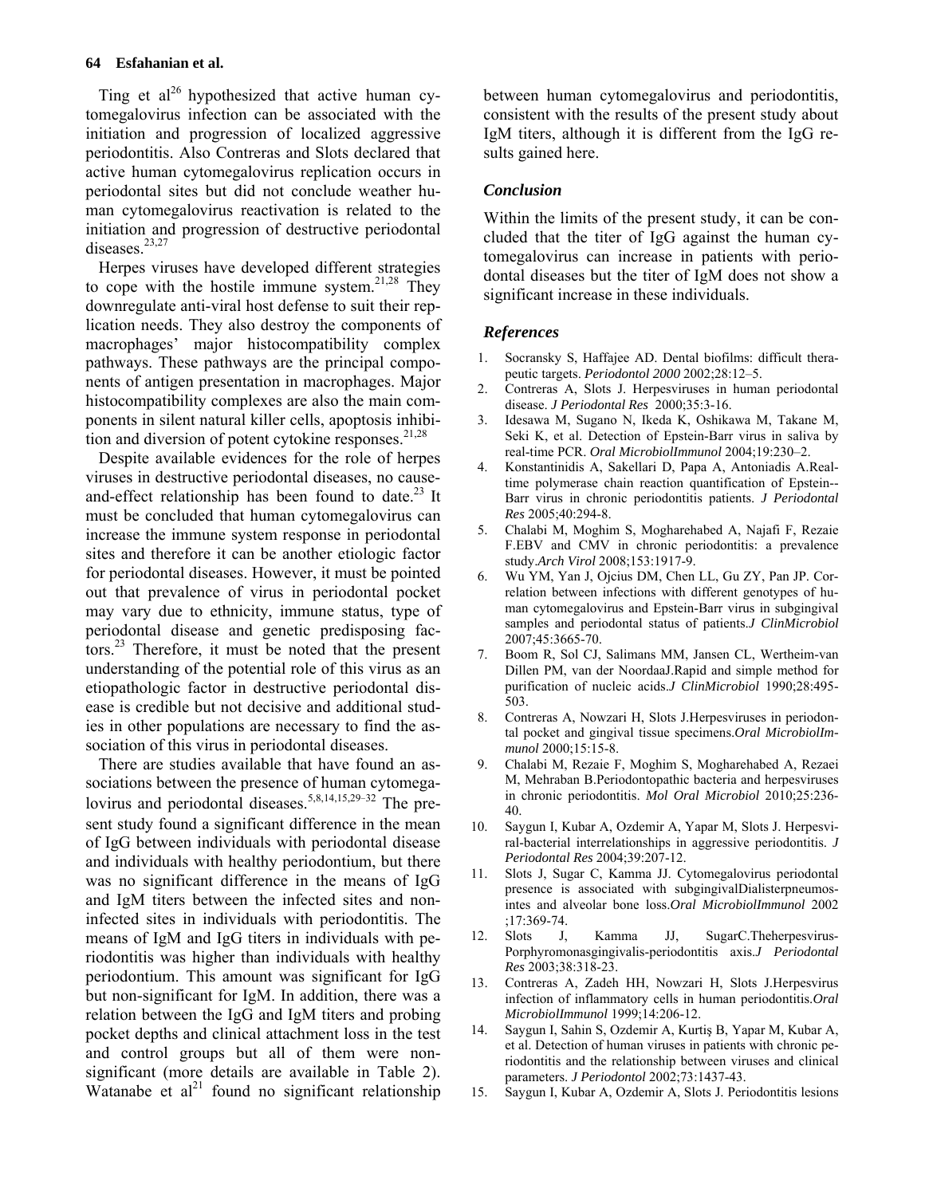Ting et al[26] hypothesized that active human cytomegalovirus infection can be associated with the initiation and progression of localized aggressive periodontitis. Also Contreras and Slots declared that active human cytomegalovirus replication occurs in periodontal sites but did not conclude weather human cytomegalovirus reactivation is related to the initiation and progression of destructive periodontal diseases.[23,27]

Herpes viruses have developed different strategies to cope with the hostile immune system.[21,28] They downregulate anti-viral host defense to suit their replication needs. They also destroy the components of macrophages' major histocompatibility complex pathways. These pathways are the principal components of antigen presentation in macrophages. Major histocompatibility complexes are also the main components in silent natural killer cells, apoptosis inhibition and diversion of potent cytokine responses.[21,28]

Despite available evidences for the role of herpes viruses in destructive periodontal diseases, no cause-and-effect relationship has been found to date.[23] It must be concluded that human cytomegalovirus can increase the immune system response in periodontal sites and therefore it can be another etiologic factor for periodontal diseases. However, it must be pointed out that prevalence of virus in periodontal pocket may vary due to ethnicity, immune status, type of periodontal disease and genetic predisposing factors.[23] Therefore, it must be noted that the present understanding of the potential role of this virus as an etiopathologic factor in destructive periodontal disease is credible but not decisive and additional studies in other populations are necessary to find the association of this virus in periodontal diseases.

There are studies available that have found an associations between the presence of human cytomegalovirus and periodontal diseases.[5,8,14,15,29–32] The present study found a significant difference in the mean of IgG between individuals with periodontal disease and individuals with healthy periodontium, but there was no significant difference in the means of IgG and IgM titers between the infected sites and non-infected sites in individuals with periodontitis. The means of IgM and IgG titers in individuals with periodontitis was higher than individuals with healthy periodontium. This amount was significant for IgG but non-significant for IgM. In addition, there was a relation between the IgG and IgM titers and probing pocket depths and clinical attachment loss in the test and control groups but all of them were non-significant (more details are available in Table 2). Watanabe et al[21] found no significant relationship between human cytomegalovirus and periodontitis, consistent with the results of the present study about IgM titers, although it is different from the IgG results gained here.

### *Conclusion*

Within the limits of the present study, it can be concluded that the titer of IgG against the human cytomegalovirus can increase in patients with periodontal diseases but the titer of IgM does not show a significant increase in these individuals.

### *References*

1. Socransky S, Haffajee AD. Dental biofilms: difficult therapeutic targets. *Periodontol 2000* 2002;28:12–5.
2. Contreras A, Slots J. Herpesviruses in human periodontal disease. *J Periodontal Res* 2000;35:3-16.
3. Idesawa M, Sugano N, Ikeda K, Oshikawa M, Takane M, Seki K, et al. Detection of Epstein-Barr virus in saliva by real-time PCR. *Oral MicrobiolImmunol* 2004;19:230–2.
4. Konstantinidis A, Sakellari D, Papa A, Antoniadis A.Real-time polymerase chain reaction quantification of Epstein--Barr virus in chronic periodontitis patients. *J Periodontal Res* 2005;40:294-8.
5. Chalabi M, Moghim S, Mogharehabed A, Najafi F, Rezaie F.EBV and CMV in chronic periodontitis: a prevalence study.*Arch Virol* 2008;153:1917-9.
6. Wu YM, Yan J, Ojcius DM, Chen LL, Gu ZY, Pan JP. Correlation between infections with different genotypes of human cytomegalovirus and Epstein-Barr virus in subgingival samples and periodontal status of patients.*J ClinMicrobiol* 2007;45:3665-70.
7. Boom R, Sol CJ, Salimans MM, Jansen CL, Wertheim-van Dillen PM, van der NoordaaJ.Rapid and simple method for purification of nucleic acids.*J ClinMicrobiol* 1990;28:495-503.
8. Contreras A, Nowzari H, Slots J.Herpesviruses in periodontal pocket and gingival tissue specimens.*Oral MicrobiolImmunol* 2000;15:15-8.
9. Chalabi M, Rezaie F, Moghim S, Mogharehabed A, Rezaei M, Mehraban B.Periodontopathic bacteria and herpesviruses in chronic periodontitis. *Mol Oral Microbiol* 2010;25:236-40.
10. Saygun I, Kubar A, Ozdemir A, Yapar M, Slots J. Herpesviral-bacterial interrelationships in aggressive periodontitis. *J Periodontal Res* 2004;39:207-12.
11. Slots J, Sugar C, Kamma JJ. Cytomegalovirus periodontal presence is associated with subgingivalDialisterpneumosintes and alveolar bone loss.*Oral MicrobiolImmunol* 2002 ;17:369-74.
12. Slots J, Kamma JJ, SugarC.Theherpesvirus-Porphyromonasgingivalis-periodontitis axis.*J Periodontal Res* 2003;38:318-23.
13. Contreras A, Zadeh HH, Nowzari H, Slots J.Herpesvirus infection of inflammatory cells in human periodontitis.*Oral MicrobiolImmunol* 1999;14:206-12.
14. Saygun I, Sahin S, Ozdemir A, Kurtiş B, Yapar M, Kubar A, et al. Detection of human viruses in patients with chronic periodontitis and the relationship between viruses and clinical parameters. *J Periodontol* 2002;73:1437-43.
15. Saygun I, Kubar A, Ozdemir A, Slots J. Periodontitis lesions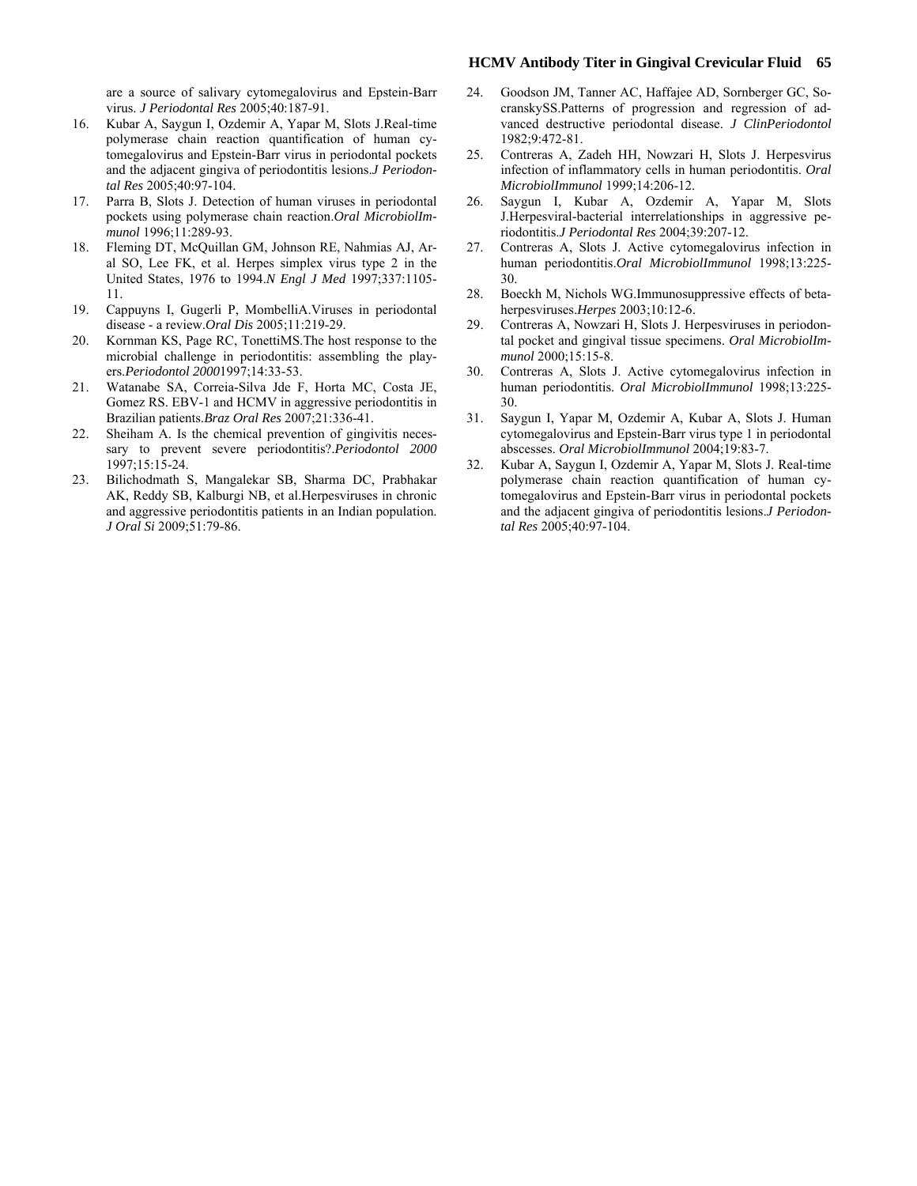are a source of salivary cytomegalovirus and Epstein-Barr virus. *J Periodontal Res* 2005;40:187-91.

16. Kubar A, Saygun I, Ozdemir A, Yapar M, Slots J.Real-time polymerase chain reaction quantification of human cytomegalovirus and Epstein-Barr virus in periodontal pockets and the adjacent gingiva of periodontitis lesions.*J Periodontal Res* 2005;40:97-104.
17. Parra B, Slots J. Detection of human viruses in periodontal pockets using polymerase chain reaction.*Oral MicrobiolImmunol* 1996;11:289-93.
18. Fleming DT, McQuillan GM, Johnson RE, Nahmias AJ, Aral SO, Lee FK, et al. Herpes simplex virus type 2 in the United States, 1976 to 1994.*N Engl J Med* 1997;337:1105-11.
19. Cappuyns I, Gugerli P, MombelliA.Viruses in periodontal disease - a review.*Oral Dis* 2005;11:219-29.
20. Kornman KS, Page RC, TonettiMS.The host response to the microbial challenge in periodontitis: assembling the players.*Periodontol 2000*1997;14:33-53.
21. Watanabe SA, Correia-Silva Jde F, Horta MC, Costa JE, Gomez RS. EBV-1 and HCMV in aggressive periodontitis in Brazilian patients.*Braz Oral Res* 2007;21:336-41.
22. Sheiham A. Is the chemical prevention of gingivitis necessary to prevent severe periodontitis?.*Periodontol 2000* 1997;15:15-24.
23. Bilichodmath S, Mangalekar SB, Sharma DC, Prabhakar AK, Reddy SB, Kalburgi NB, et al.Herpesviruses in chronic and aggressive periodontitis patients in an Indian population. *J Oral Si* 2009;51:79-86.
24. Goodson JM, Tanner AC, Haffajee AD, Sornberger GC, SocranskySS.Patterns of progression and regression of advanced destructive periodontal disease. *J ClinPeriodontol* 1982;9:472-81.
25. Contreras A, Zadeh HH, Nowzari H, Slots J. Herpesvirus infection of inflammatory cells in human periodontitis. *Oral MicrobiolImmunol* 1999;14:206-12.
26. Saygun I, Kubar A, Ozdemir A, Yapar M, Slots J.Herpesviral-bacterial interrelationships in aggressive periodontitis.*J Periodontal Res* 2004;39:207-12.
27. Contreras A, Slots J. Active cytomegalovirus infection in human periodontitis.*Oral MicrobiolImmunol* 1998;13:225-30.
28. Boeckh M, Nichols WG.Immunosuppressive effects of beta-herpesviruses.*Herpes* 2003;10:12-6.
29. Contreras A, Nowzari H, Slots J. Herpesviruses in periodontal pocket and gingival tissue specimens. *Oral MicrobiolImmunol* 2000;15:15-8.
30. Contreras A, Slots J. Active cytomegalovirus infection in human periodontitis. *Oral MicrobiolImmunol* 1998;13:225-30.
31. Saygun I, Yapar M, Ozdemir A, Kubar A, Slots J. Human cytomegalovirus and Epstein-Barr virus type 1 in periodontal abscesses. *Oral MicrobiolImmunol* 2004;19:83-7.
32. Kubar A, Saygun I, Ozdemir A, Yapar M, Slots J. Real-time polymerase chain reaction quantification of human cytomegalovirus and Epstein-Barr virus in periodontal pockets and the adjacent gingiva of periodontitis lesions.*J Periodontal Res* 2005;40:97-104.